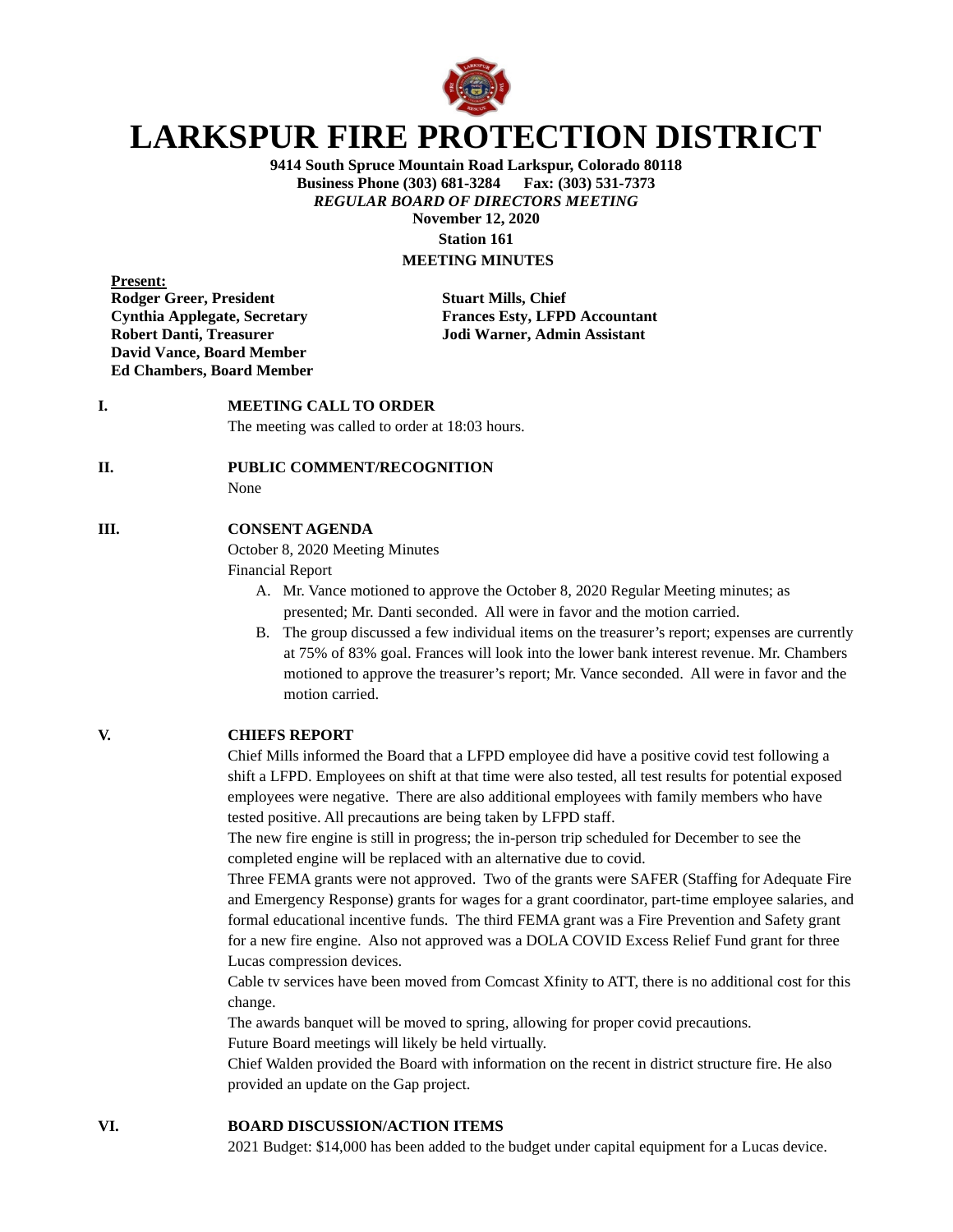# LARKSPUR FIRE PROTECTION DISTRICT

**9414 South Spruce Mountain Road Larkspur, Colorado 80118**
**Business Phone (303) 681-3284 Fax: (303) 531-7373**
***REGULAR BOARD OF DIRECTORS MEETING***
**November 12, 2020**
**Station 161**
**MEETING MINUTES**

**Present:**

**Rodger Greer, President**
**Cynthia Applegate, Secretary**
**Robert Danti, Treasurer**
**David Vance, Board Member**
**Ed Chambers, Board Member**

**Stuart Mills, Chief**
**Frances Esty, LFPD Accountant**
**Jodi Warner, Admin Assistant**

## I. MEETING CALL TO ORDER

The meeting was called to order at 18:03 hours.

## II. PUBLIC COMMENT/RECOGNITION

None

## III. CONSENT AGENDA

October 8, 2020 Meeting Minutes
Financial Report

A. Mr. Vance motioned to approve the October 8, 2020 Regular Meeting minutes; as presented; Mr. Danti seconded. All were in favor and the motion carried.
B. The group discussed a few individual items on the treasurer's report; expenses are currently at 75% of 83% goal. Frances will look into the lower bank interest revenue. Mr. Chambers motioned to approve the treasurer's report; Mr. Vance seconded. All were in favor and the motion carried.

## V. CHIEFS REPORT

Chief Mills informed the Board that a LFPD employee did have a positive covid test following a shift a LFPD. Employees on shift at that time were also tested, all test results for potential exposed employees were negative. There are also additional employees with family members who have tested positive. All precautions are being taken by LFPD staff.

The new fire engine is still in progress; the in-person trip scheduled for December to see the completed engine will be replaced with an alternative due to covid.

Three FEMA grants were not approved. Two of the grants were SAFER (Staffing for Adequate Fire and Emergency Response) grants for wages for a grant coordinator, part-time employee salaries, and formal educational incentive funds. The third FEMA grant was a Fire Prevention and Safety grant for a new fire engine. Also not approved was a DOLA COVID Excess Relief Fund grant for three Lucas compression devices.

Cable tv services have been moved from Comcast Xfinity to ATT, there is no additional cost for this change.

The awards banquet will be moved to spring, allowing for proper covid precautions.

Future Board meetings will likely be held virtually.

Chief Walden provided the Board with information on the recent in district structure fire. He also provided an update on the Gap project.

## VI. BOARD DISCUSSION/ACTION ITEMS

2021 Budget: $14,000 has been added to the budget under capital equipment for a Lucas device.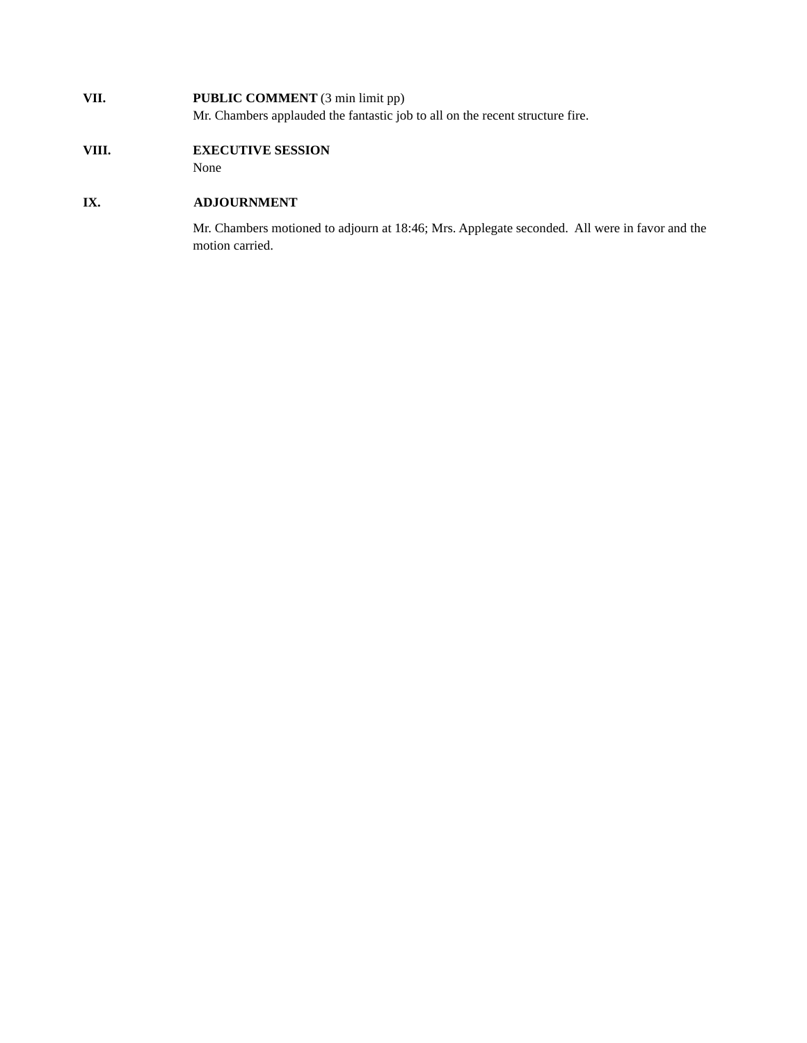**VII. PUBLIC COMMENT** (3 min limit pp)

Mr. Chambers applauded the fantastic job to all on the recent structure fire.

**VIII. EXECUTIVE SESSION**

None

**IX. ADJOURNMENT**

Mr. Chambers motioned to adjourn at 18:46; Mrs. Applegate seconded. All were in favor and the motion carried.